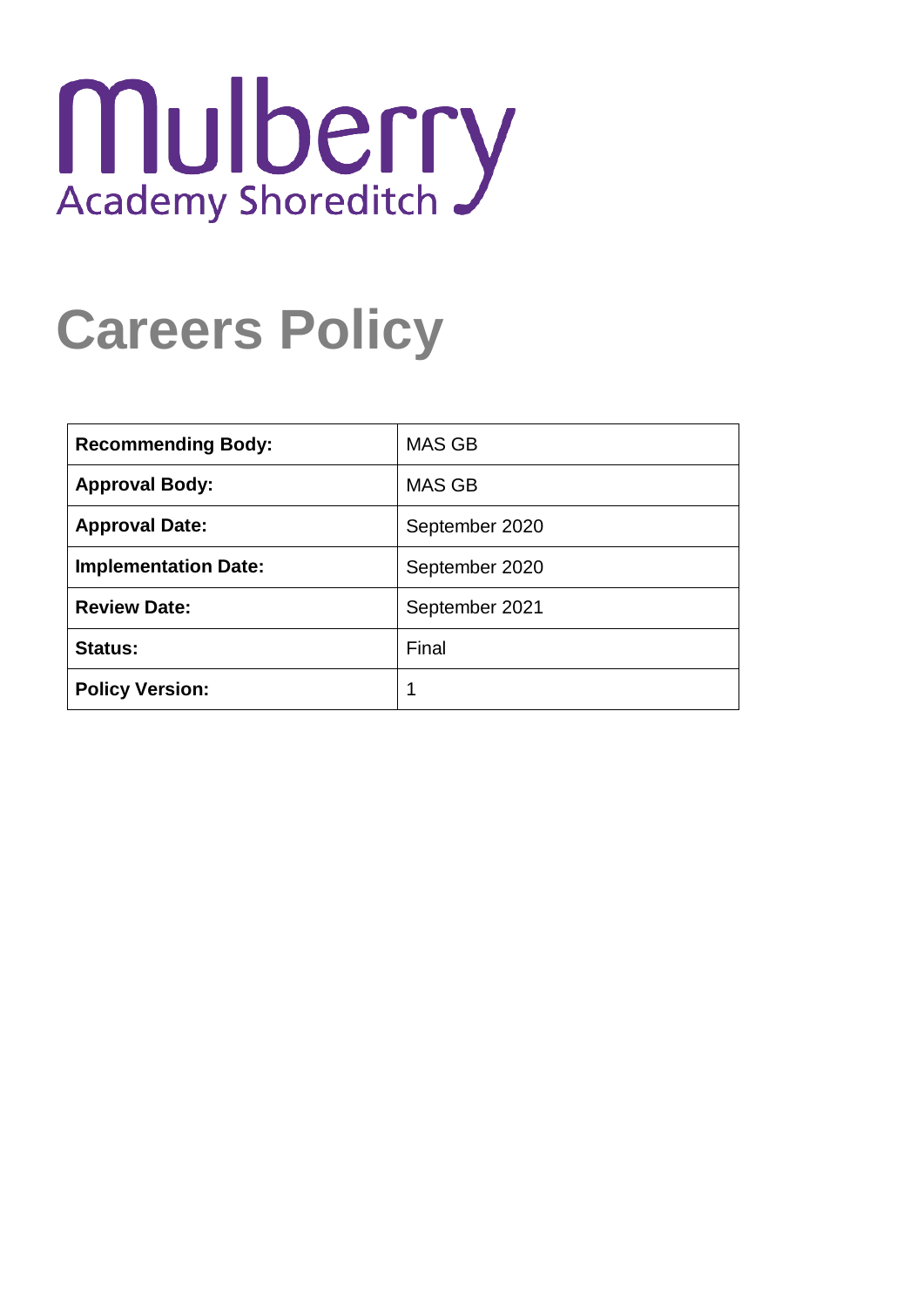Mulberry
Academy Shoreditch

# Careers Policy

| | |
|---|---|
| **Recommending Body:** | MAS GB |
| **Approval Body:** | MAS GB |
| **Approval Date:** | September 2020 |
| **Implementation Date:** | September 2020 |
| **Review Date:** | September 2021 |
| **Status:** | Final |
| **Policy Version:** | 1 |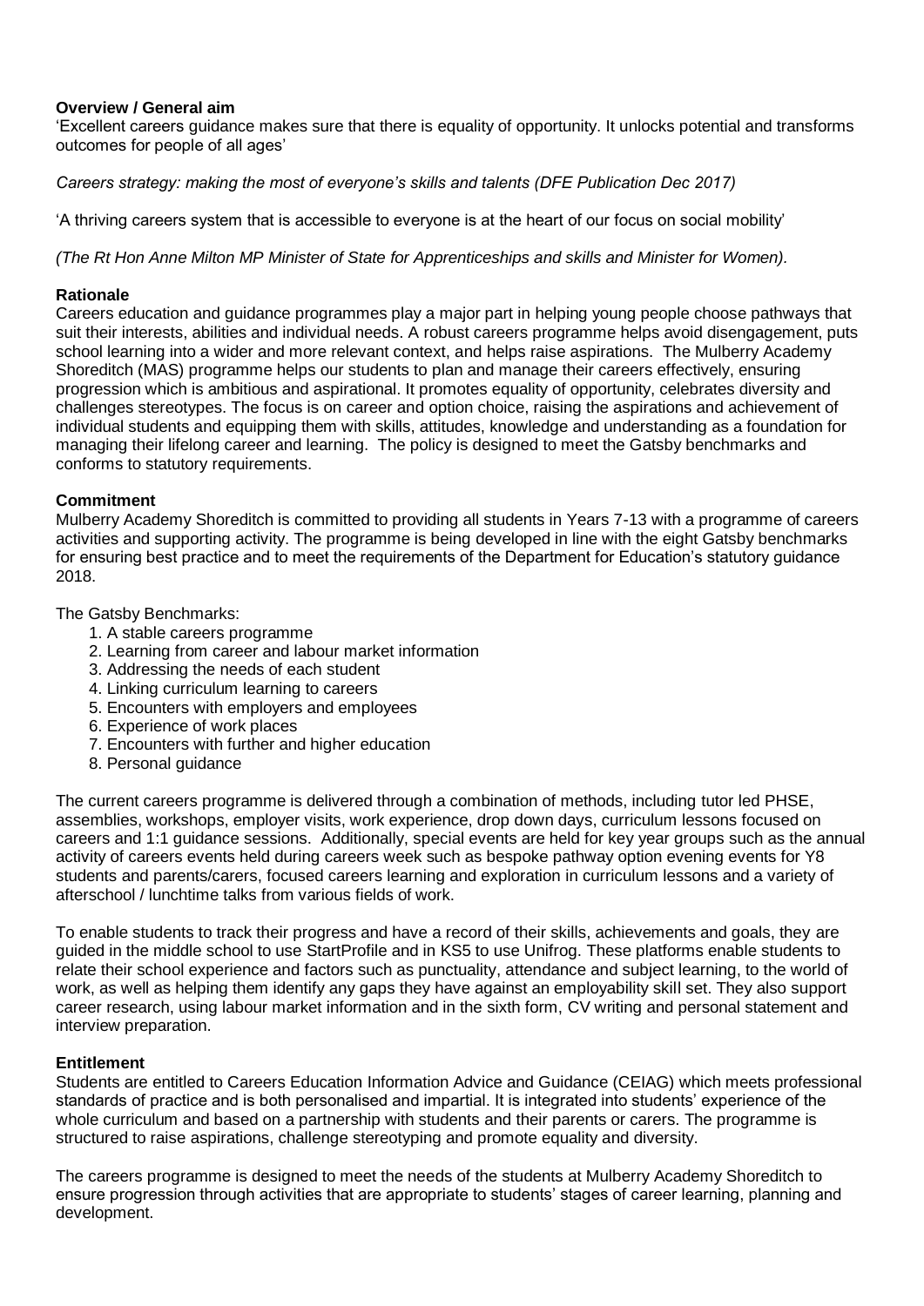**Overview / General aim**

'Excellent careers guidance makes sure that there is equality of opportunity. It unlocks potential and transforms outcomes for people of all ages'

*Careers strategy: making the most of everyone's skills and talents (DFE Publication Dec 2017)*

'A thriving careers system that is accessible to everyone is at the heart of our focus on social mobility'

*(The Rt Hon Anne Milton MP Minister of State for Apprenticeships and skills and Minister for Women).*

**Rationale**

Careers education and guidance programmes play a major part in helping young people choose pathways that suit their interests, abilities and individual needs. A robust careers programme helps avoid disengagement, puts school learning into a wider and more relevant context, and helps raise aspirations. The Mulberry Academy Shoreditch (MAS) programme helps our students to plan and manage their careers effectively, ensuring progression which is ambitious and aspirational. It promotes equality of opportunity, celebrates diversity and challenges stereotypes. The focus is on career and option choice, raising the aspirations and achievement of individual students and equipping them with skills, attitudes, knowledge and understanding as a foundation for managing their lifelong career and learning. The policy is designed to meet the Gatsby benchmarks and conforms to statutory requirements.

**Commitment**

Mulberry Academy Shoreditch is committed to providing all students in Years 7-13 with a programme of careers activities and supporting activity. The programme is being developed in line with the eight Gatsby benchmarks for ensuring best practice and to meet the requirements of the Department for Education's statutory guidance 2018.

The Gatsby Benchmarks:

1. A stable careers programme
2. Learning from career and labour market information
3. Addressing the needs of each student
4. Linking curriculum learning to careers
5. Encounters with employers and employees
6. Experience of work places
7. Encounters with further and higher education
8. Personal guidance

The current careers programme is delivered through a combination of methods, including tutor led PHSE, assemblies, workshops, employer visits, work experience, drop down days, curriculum lessons focused on careers and 1:1 guidance sessions. Additionally, special events are held for key year groups such as the annual activity of careers events held during careers week such as bespoke pathway option evening events for Y8 students and parents/carers, focused careers learning and exploration in curriculum lessons and a variety of afterschool / lunchtime talks from various fields of work.

To enable students to track their progress and have a record of their skills, achievements and goals, they are guided in the middle school to use StartProfile and in KS5 to use Unifrog. These platforms enable students to relate their school experience and factors such as punctuality, attendance and subject learning, to the world of work, as well as helping them identify any gaps they have against an employability skill set. They also support career research, using labour market information and in the sixth form, CV writing and personal statement and interview preparation.

**Entitlement**

Students are entitled to Careers Education Information Advice and Guidance (CEIAG) which meets professional standards of practice and is both personalised and impartial. It is integrated into students' experience of the whole curriculum and based on a partnership with students and their parents or carers. The programme is structured to raise aspirations, challenge stereotyping and promote equality and diversity.

The careers programme is designed to meet the needs of the students at Mulberry Academy Shoreditch to ensure progression through activities that are appropriate to students' stages of career learning, planning and development.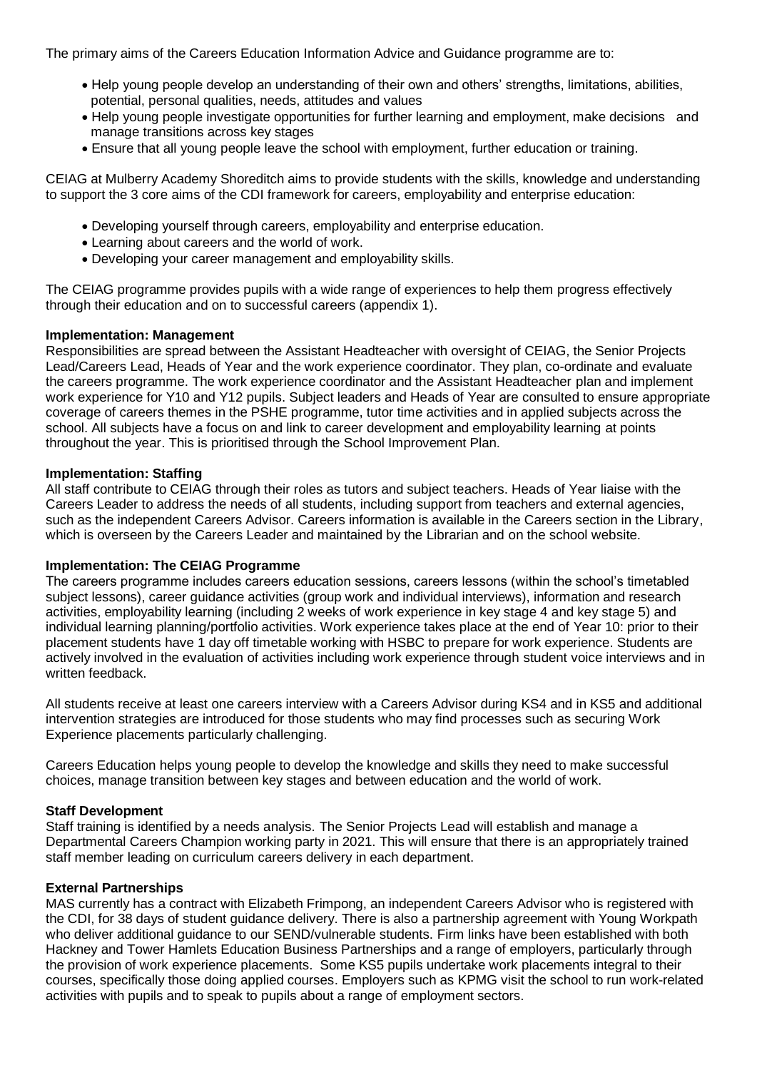The primary aims of the Careers Education Information Advice and Guidance programme are to:

- Help young people develop an understanding of their own and others' strengths, limitations, abilities, potential, personal qualities, needs, attitudes and values
- Help young people investigate opportunities for further learning and employment, make decisions and manage transitions across key stages
- Ensure that all young people leave the school with employment, further education or training.

CEIAG at Mulberry Academy Shoreditch aims to provide students with the skills, knowledge and understanding to support the 3 core aims of the CDI framework for careers, employability and enterprise education:

- Developing yourself through careers, employability and enterprise education.
- Learning about careers and the world of work.
- Developing your career management and employability skills.

The CEIAG programme provides pupils with a wide range of experiences to help them progress effectively through their education and on to successful careers (appendix 1).

**Implementation: Management**

Responsibilities are spread between the Assistant Headteacher with oversight of CEIAG, the Senior Projects Lead/Careers Lead, Heads of Year and the work experience coordinator. They plan, co-ordinate and evaluate the careers programme. The work experience coordinator and the Assistant Headteacher plan and implement work experience for Y10 and Y12 pupils. Subject leaders and Heads of Year are consulted to ensure appropriate coverage of careers themes in the PSHE programme, tutor time activities and in applied subjects across the school. All subjects have a focus on and link to career development and employability learning at points throughout the year. This is prioritised through the School Improvement Plan.

**Implementation: Staffing**

All staff contribute to CEIAG through their roles as tutors and subject teachers. Heads of Year liaise with the Careers Leader to address the needs of all students, including support from teachers and external agencies, such as the independent Careers Advisor. Careers information is available in the Careers section in the Library, which is overseen by the Careers Leader and maintained by the Librarian and on the school website.

**Implementation: The CEIAG Programme**

The careers programme includes careers education sessions, careers lessons (within the school's timetabled subject lessons), career guidance activities (group work and individual interviews), information and research activities, employability learning (including 2 weeks of work experience in key stage 4 and key stage 5) and individual learning planning/portfolio activities. Work experience takes place at the end of Year 10: prior to their placement students have 1 day off timetable working with HSBC to prepare for work experience. Students are actively involved in the evaluation of activities including work experience through student voice interviews and in written feedback.

All students receive at least one careers interview with a Careers Advisor during KS4 and in KS5 and additional intervention strategies are introduced for those students who may find processes such as securing Work Experience placements particularly challenging.

Careers Education helps young people to develop the knowledge and skills they need to make successful choices, manage transition between key stages and between education and the world of work.

**Staff Development**

Staff training is identified by a needs analysis. The Senior Projects Lead will establish and manage a Departmental Careers Champion working party in 2021. This will ensure that there is an appropriately trained staff member leading on curriculum careers delivery in each department.

**External Partnerships**

MAS currently has a contract with Elizabeth Frimpong, an independent Careers Advisor who is registered with the CDI, for 38 days of student guidance delivery. There is also a partnership agreement with Young Workpath who deliver additional guidance to our SEND/vulnerable students. Firm links have been established with both Hackney and Tower Hamlets Education Business Partnerships and a range of employers, particularly through the provision of work experience placements. Some KS5 pupils undertake work placements integral to their courses, specifically those doing applied courses. Employers such as KPMG visit the school to run work-related activities with pupils and to speak to pupils about a range of employment sectors.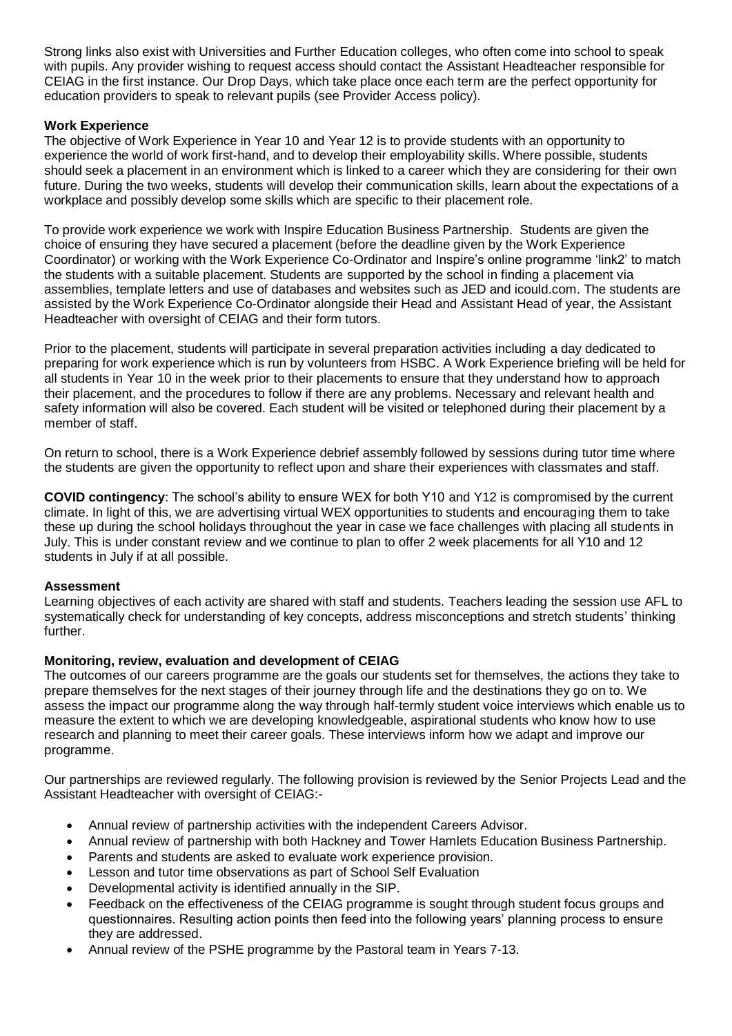Strong links also exist with Universities and Further Education colleges, who often come into school to speak with pupils. Any provider wishing to request access should contact the Assistant Headteacher responsible for CEIAG in the first instance. Our Drop Days, which take place once each term are the perfect opportunity for education providers to speak to relevant pupils (see Provider Access policy).

**Work Experience**

The objective of Work Experience in Year 10 and Year 12 is to provide students with an opportunity to experience the world of work first-hand, and to develop their employability skills. Where possible, students should seek a placement in an environment which is linked to a career which they are considering for their own future. During the two weeks, students will develop their communication skills, learn about the expectations of a workplace and possibly develop some skills which are specific to their placement role.

To provide work experience we work with Inspire Education Business Partnership. Students are given the choice of ensuring they have secured a placement (before the deadline given by the Work Experience Coordinator) or working with the Work Experience Co-Ordinator and Inspire's online programme 'link2' to match the students with a suitable placement. Students are supported by the school in finding a placement via assemblies, template letters and use of databases and websites such as JED and icould.com. The students are assisted by the Work Experience Co-Ordinator alongside their Head and Assistant Head of year, the Assistant Headteacher with oversight of CEIAG and their form tutors.

Prior to the placement, students will participate in several preparation activities including a day dedicated to preparing for work experience which is run by volunteers from HSBC. A Work Experience briefing will be held for all students in Year 10 in the week prior to their placements to ensure that they understand how to approach their placement, and the procedures to follow if there are any problems. Necessary and relevant health and safety information will also be covered. Each student will be visited or telephoned during their placement by a member of staff.

On return to school, there is a Work Experience debrief assembly followed by sessions during tutor time where the students are given the opportunity to reflect upon and share their experiences with classmates and staff.

**COVID contingency**: The school's ability to ensure WEX for both Y10 and Y12 is compromised by the current climate. In light of this, we are advertising virtual WEX opportunities to students and encouraging them to take these up during the school holidays throughout the year in case we face challenges with placing all students in July. This is under constant review and we continue to plan to offer 2 week placements for all Y10 and 12 students in July if at all possible.

**Assessment**

Learning objectives of each activity are shared with staff and students. Teachers leading the session use AFL to systematically check for understanding of key concepts, address misconceptions and stretch students' thinking further.

**Monitoring, review, evaluation and development of CEIAG**

The outcomes of our careers programme are the goals our students set for themselves, the actions they take to prepare themselves for the next stages of their journey through life and the destinations they go on to. We assess the impact our programme along the way through half-termly student voice interviews which enable us to measure the extent to which we are developing knowledgeable, aspirational students who know how to use research and planning to meet their career goals. These interviews inform how we adapt and improve our programme.

Our partnerships are reviewed regularly. The following provision is reviewed by the Senior Projects Lead and the Assistant Headteacher with oversight of CEIAG:-

- Annual review of partnership activities with the independent Careers Advisor.
- Annual review of partnership with both Hackney and Tower Hamlets Education Business Partnership.
- Parents and students are asked to evaluate work experience provision.
- Lesson and tutor time observations as part of School Self Evaluation
- Developmental activity is identified annually in the SIP.
- Feedback on the effectiveness of the CEIAG programme is sought through student focus groups and questionnaires. Resulting action points then feed into the following years' planning process to ensure they are addressed.
- Annual review of the PSHE programme by the Pastoral team in Years 7-13.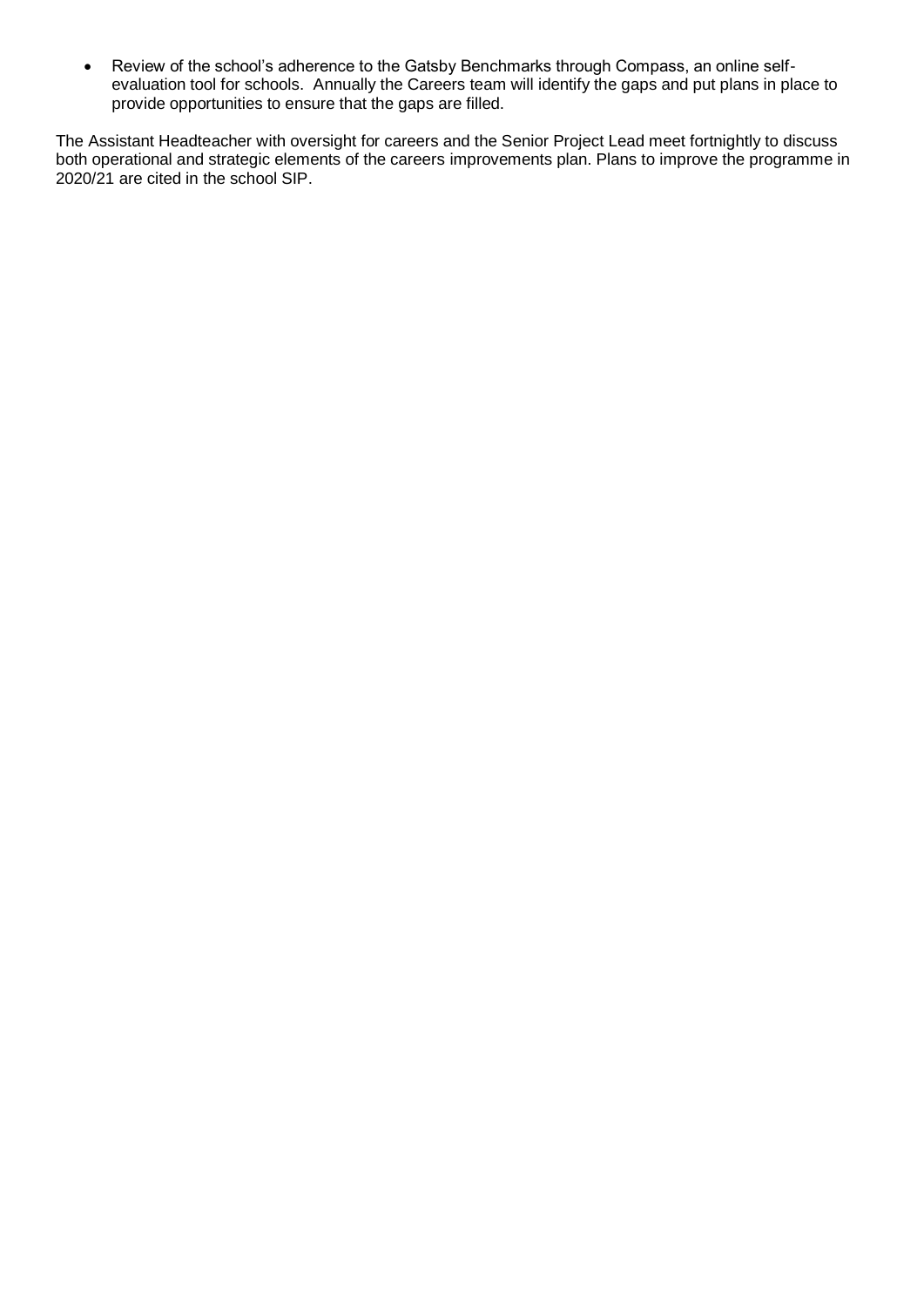- Review of the school's adherence to the Gatsby Benchmarks through Compass, an online self-evaluation tool for schools. Annually the Careers team will identify the gaps and put plans in place to provide opportunities to ensure that the gaps are filled.

The Assistant Headteacher with oversight for careers and the Senior Project Lead meet fortnightly to discuss both operational and strategic elements of the careers improvements plan. Plans to improve the programme in 2020/21 are cited in the school SIP.